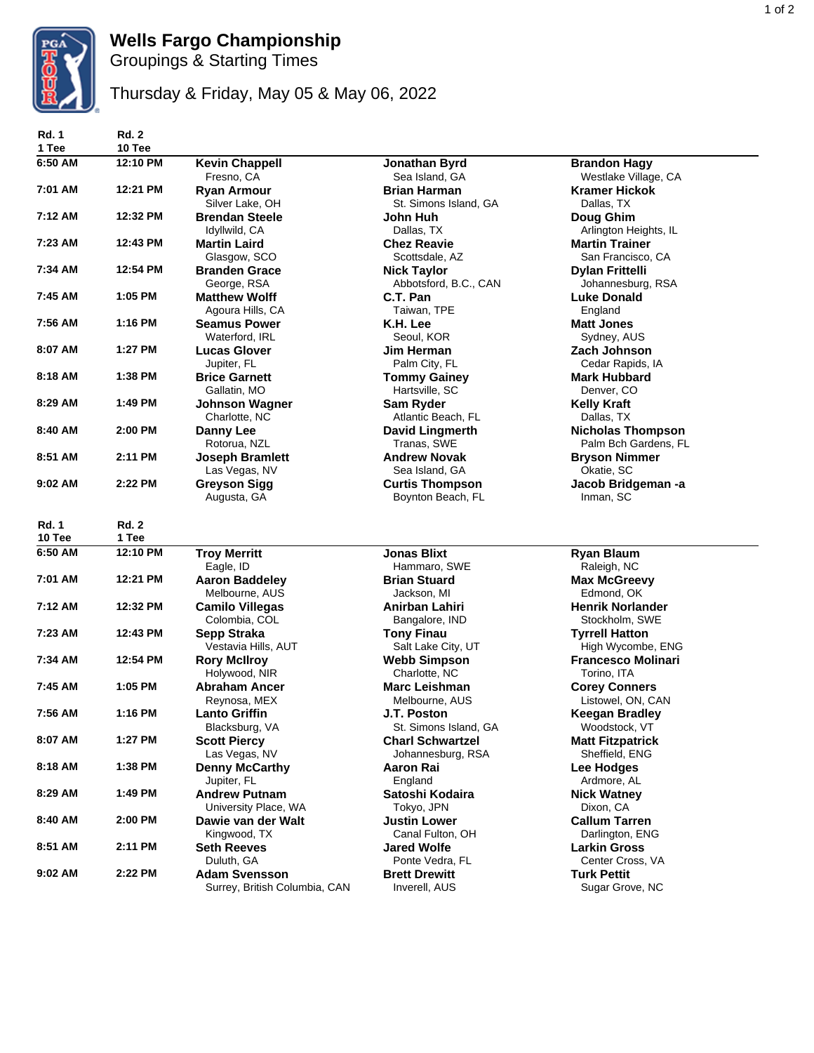# Wells Fargo Championship

## Groupings & Starting Times

### Thursday & Friday, May 05 & May 06, 2022

| Rd. 1 1 Tee | Rd. 2 10 Tee | | | |
|---|---|---|---|---|
| 6:50 AM | 12:10 PM | **Kevin Chappell** Fresno, CA | **Jonathan Byrd** Sea Island, GA | **Brandon Hagy** Westlake Village, CA |
| 7:01 AM | 12:21 PM | **Ryan Armour** Silver Lake, OH | **Brian Harman** St. Simons Island, GA | **Kramer Hickok** Dallas, TX |
| 7:12 AM | 12:32 PM | **Brendan Steele** Idyllwild, CA | **John Huh** Dallas, TX | **Doug Ghim** Arlington Heights, IL |
| 7:23 AM | 12:43 PM | **Martin Laird** Glasgow, SCO | **Chez Reavie** Scottsdale, AZ | **Martin Trainer** San Francisco, CA |
| 7:34 AM | 12:54 PM | **Branden Grace** George, RSA | **Nick Taylor** Abbotsford, B.C., CAN | **Dylan Frittelli** Johannesburg, RSA |
| 7:45 AM | 1:05 PM | **Matthew Wolff** Agoura Hills, CA | **C.T. Pan** Taiwan, TPE | **Luke Donald** England |
| 7:56 AM | 1:16 PM | **Seamus Power** Waterford, IRL | **K.H. Lee** Seoul, KOR | **Matt Jones** Sydney, AUS |
| 8:07 AM | 1:27 PM | **Lucas Glover** Jupiter, FL | **Jim Herman** Palm City, FL | **Zach Johnson** Cedar Rapids, IA |
| 8:18 AM | 1:38 PM | **Brice Garnett** Gallatin, MO | **Tommy Gainey** Hartsville, SC | **Mark Hubbard** Denver, CO |
| 8:29 AM | 1:49 PM | **Johnson Wagner** Charlotte, NC | **Sam Ryder** Atlantic Beach, FL | **Kelly Kraft** Dallas, TX |
| 8:40 AM | 2:00 PM | **Danny Lee** Rotorua, NZL | **David Lingmerth** Tranas, SWE | **Nicholas Thompson** Palm Bch Gardens, FL |
| 8:51 AM | 2:11 PM | **Joseph Bramlett** Las Vegas, NV | **Andrew Novak** Sea Island, GA | **Bryson Nimmer** Okatie, SC |
| 9:02 AM | 2:22 PM | **Greyson Sigg** Augusta, GA | **Curtis Thompson** Boynton Beach, FL | **Jacob Bridgeman -a** Inman, SC |

| Rd. 1 10 Tee | Rd. 2 1 Tee | | | |
|---|---|---|---|---|
| 6:50 AM | 12:10 PM | **Troy Merritt** Eagle, ID | **Jonas Blixt** Hammaro, SWE | **Ryan Blaum** Raleigh, NC |
| 7:01 AM | 12:21 PM | **Aaron Baddeley** Melbourne, AUS | **Brian Stuard** Jackson, MI | **Max McGreevy** Edmond, OK |
| 7:12 AM | 12:32 PM | **Camilo Villegas** Colombia, COL | **Anirban Lahiri** Bangalore, IND | **Henrik Norlander** Stockholm, SWE |
| 7:23 AM | 12:43 PM | **Sepp Straka** Vestavia Hills, AUT | **Tony Finau** Salt Lake City, UT | **Tyrrell Hatton** High Wycombe, ENG |
| 7:34 AM | 12:54 PM | **Rory McIlroy** Holywood, NIR | **Webb Simpson** Charlotte, NC | **Francesco Molinari** Torino, ITA |
| 7:45 AM | 1:05 PM | **Abraham Ancer** Reynosa, MEX | **Marc Leishman** Melbourne, AUS | **Corey Conners** Listowel, ON, CAN |
| 7:56 AM | 1:16 PM | **Lanto Griffin** Blacksburg, VA | **J.T. Poston** St. Simons Island, GA | **Keegan Bradley** Woodstock, VT |
| 8:07 AM | 1:27 PM | **Scott Piercy** Las Vegas, NV | **Charl Schwartzel** Johannesburg, RSA | **Matt Fitzpatrick** Sheffield, ENG |
| 8:18 AM | 1:38 PM | **Denny McCarthy** Jupiter, FL | **Aaron Rai** England | **Lee Hodges** Ardmore, AL |
| 8:29 AM | 1:49 PM | **Andrew Putnam** University Place, WA | **Satoshi Kodaira** Tokyo, JPN | **Nick Watney** Dixon, CA |
| 8:40 AM | 2:00 PM | **Dawie van der Walt** Kingwood, TX | **Justin Lower** Canal Fulton, OH | **Callum Tarren** Darlington, ENG |
| 8:51 AM | 2:11 PM | **Seth Reeves** Duluth, GA | **Jared Wolfe** Ponte Vedra, FL | **Larkin Gross** Center Cross, VA |
| 9:02 AM | 2:22 PM | **Adam Svensson** Surrey, British Columbia, CAN | **Brett Drewitt** Inverell, AUS | **Turk Pettit** Sugar Grove, NC |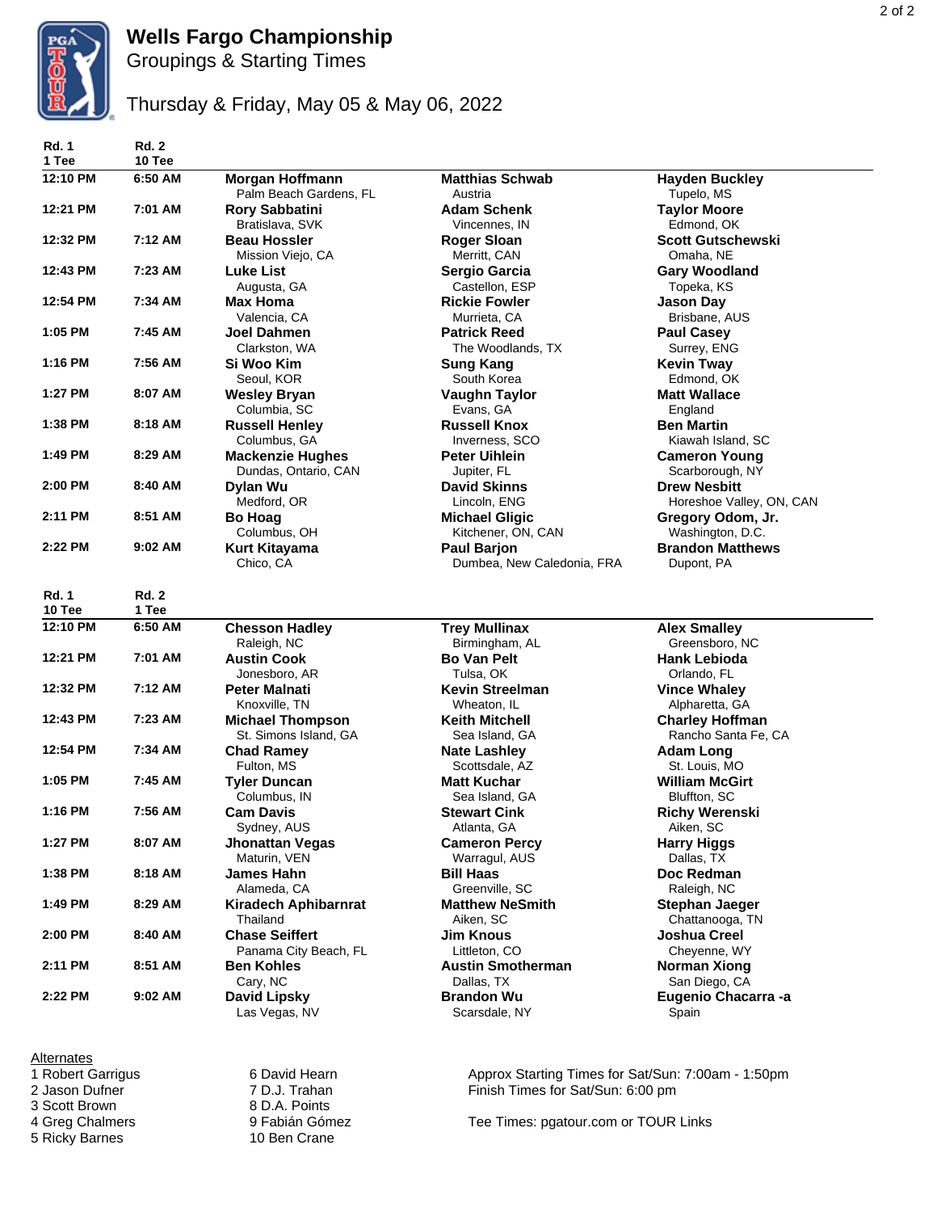# Wells Fargo Championship

## Groupings & Starting Times

### Thursday & Friday, May 05 & May 06, 2022

| Rd. 1 1 Tee | Rd. 2 10 Tee | | | |
|---|---|---|---|---|
| 12:10 PM | 6:50 AM | **Morgan Hoffmann** Palm Beach Gardens, FL | **Matthias Schwab** Austria | **Hayden Buckley** Tupelo, MS |
| 12:21 PM | 7:01 AM | **Rory Sabbatini** Bratislava, SVK | **Adam Schenk** Vincennes, IN | **Taylor Moore** Edmond, OK |
| 12:32 PM | 7:12 AM | **Beau Hossler** Mission Viejo, CA | **Roger Sloan** Merritt, CAN | **Scott Gutschewski** Omaha, NE |
| 12:43 PM | 7:23 AM | **Luke List** Augusta, GA | **Sergio Garcia** Castellon, ESP | **Gary Woodland** Topeka, KS |
| 12:54 PM | 7:34 AM | **Max Homa** Valencia, CA | **Rickie Fowler** Murrieta, CA | **Jason Day** Brisbane, AUS |
| 1:05 PM | 7:45 AM | **Joel Dahmen** Clarkston, WA | **Patrick Reed** The Woodlands, TX | **Paul Casey** Surrey, ENG |
| 1:16 PM | 7:56 AM | **Si Woo Kim** Seoul, KOR | **Sung Kang** South Korea | **Kevin Tway** Edmond, OK |
| 1:27 PM | 8:07 AM | **Wesley Bryan** Columbia, SC | **Vaughn Taylor** Evans, GA | **Matt Wallace** England |
| 1:38 PM | 8:18 AM | **Russell Henley** Columbus, GA | **Russell Knox** Inverness, SCO | **Ben Martin** Kiawah Island, SC |
| 1:49 PM | 8:29 AM | **Mackenzie Hughes** Dundas, Ontario, CAN | **Peter Uihlein** Jupiter, FL | **Cameron Young** Scarborough, NY |
| 2:00 PM | 8:40 AM | **Dylan Wu** Medford, OR | **David Skinns** Lincoln, ENG | **Drew Nesbitt** Horeshoe Valley, ON, CAN |
| 2:11 PM | 8:51 AM | **Bo Hoag** Columbus, OH | **Michael Gligic** Kitchener, ON, CAN | **Gregory Odom, Jr.** Washington, D.C. |
| 2:22 PM | 9:02 AM | **Kurt Kitayama** Chico, CA | **Paul Barjon** Dumbea, New Caledonia, FRA | **Brandon Matthews** Dupont, PA |

| Rd. 1 10 Tee | Rd. 2 1 Tee | | | |
|---|---|---|---|---|
| 12:10 PM | 6:50 AM | **Chesson Hadley** Raleigh, NC | **Trey Mullinax** Birmingham, AL | **Alex Smalley** Greensboro, NC |
| 12:21 PM | 7:01 AM | **Austin Cook** Jonesboro, AR | **Bo Van Pelt** Tulsa, OK | **Hank Lebioda** Orlando, FL |
| 12:32 PM | 7:12 AM | **Peter Malnati** Knoxville, TN | **Kevin Streelman** Wheaton, IL | **Vince Whaley** Alpharetta, GA |
| 12:43 PM | 7:23 AM | **Michael Thompson** St. Simons Island, GA | **Keith Mitchell** Sea Island, GA | **Charley Hoffman** Rancho Santa Fe, CA |
| 12:54 PM | 7:34 AM | **Chad Ramey** Fulton, MS | **Nate Lashley** Scottsdale, AZ | **Adam Long** St. Louis, MO |
| 1:05 PM | 7:45 AM | **Tyler Duncan** Columbus, IN | **Matt Kuchar** Sea Island, GA | **William McGirt** Bluffton, SC |
| 1:16 PM | 7:56 AM | **Cam Davis** Sydney, AUS | **Stewart Cink** Atlanta, GA | **Richy Werenski** Aiken, SC |
| 1:27 PM | 8:07 AM | **Jhonattan Vegas** Maturin, VEN | **Cameron Percy** Warragul, AUS | **Harry Higgs** Dallas, TX |
| 1:38 PM | 8:18 AM | **James Hahn** Alameda, CA | **Bill Haas** Greenville, SC | **Doc Redman** Raleigh, NC |
| 1:49 PM | 8:29 AM | **Kiradech Aphibarnrat** Thailand | **Matthew NeSmith** Aiken, SC | **Stephan Jaeger** Chattanooga, TN |
| 2:00 PM | 8:40 AM | **Chase Seiffert** Panama City Beach, FL | **Jim Knous** Littleton, CO | **Joshua Creel** Cheyenne, WY |
| 2:11 PM | 8:51 AM | **Ben Kohles** Cary, NC | **Austin Smotherman** Dallas, TX | **Norman Xiong** San Diego, CA |
| 2:22 PM | 9:02 AM | **David Lipsky** Las Vegas, NV | **Brandon Wu** Scarsdale, NY | **Eugenio Chacarra -a** Spain |

Alternates

1 Robert Garrigus
2 Jason Dufner
3 Scott Brown
4 Greg Chalmers
5 Ricky Barnes
6 David Hearn
7 D.J. Trahan
8 D.A. Points
9 Fabián Gómez
10 Ben Crane

Approx Starting Times for Sat/Sun: 7:00am - 1:50pm
Finish Times for Sat/Sun: 6:00 pm

Tee Times: pgatour.com or TOUR Links